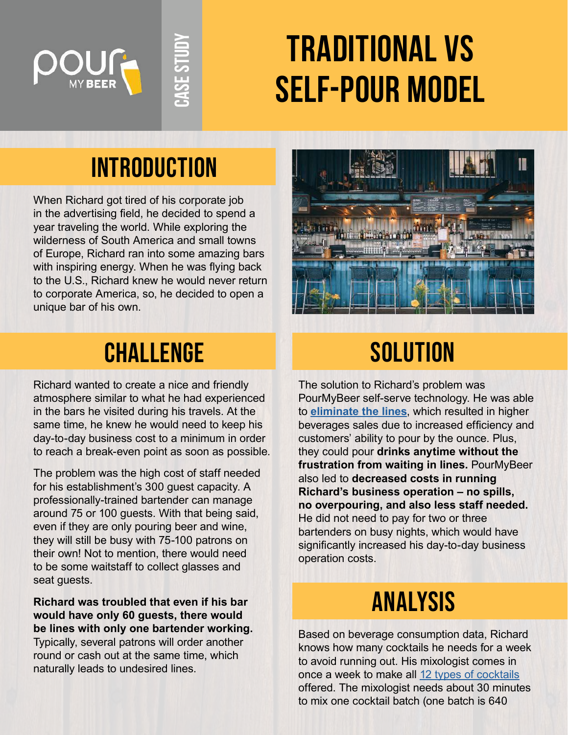CASE STUDY

# TRADITIONAL VS SELF-POUR MODEL

## INTRODUCTION

When Richard got tired of his corporate job in the advertising field, he decided to spend a year traveling the world. While exploring the wilderness of South America and small towns of Europe, Richard ran into some amazing bars with inspiring energy. When he was flying back to the U.S., Richard knew he would never return to corporate America, so, he decided to open a unique bar of his own.

## CHALLENGE

Richard wanted to create a nice and friendly atmosphere similar to what he had experienced in the bars he visited during his travels. At the same time, he knew he would need to keep his day-to-day business cost to a minimum in order to reach a break-even point as soon as possible.

The problem was the high cost of staff needed for his establishment's 300 guest capacity. A professionally-trained bartender can manage around 75 or 100 guests. With that being said, even if they are only pouring beer and wine, they will still be busy with 75-100 patrons on their own! Not to mention, there would need to be some waitstaff to collect glasses and seat guests.

**Richard was troubled that even if his bar would have only 60 guests, there would be lines with only one bartender working.** Typically, several patrons will order another round or cash out at the same time, which naturally leads to undesired lines.

## SOLUTION

The solution to Richard's problem was PourMyBeer self-serve technology. He was able to **eliminate the lines**, which resulted in higher beverages sales due to increased efficiency and customers' ability to pour by the ounce. Plus, they could pour **drinks anytime without the frustration from waiting in lines.** PourMyBeer also led to **decreased costs in running Richard's business operation – no spills, no overpouring, and also less staff needed.** He did not need to pay for two or three bartenders on busy nights, which would have significantly increased his day-to-day business operation costs.

## ANALYSIS

Based on beverage consumption data, Richard knows how many cocktails he needs for a week to avoid running out. His mixologist comes in once a week to make all 12 types of cocktails offered. The mixologist needs about 30 minutes to mix one cocktail batch (one batch is 640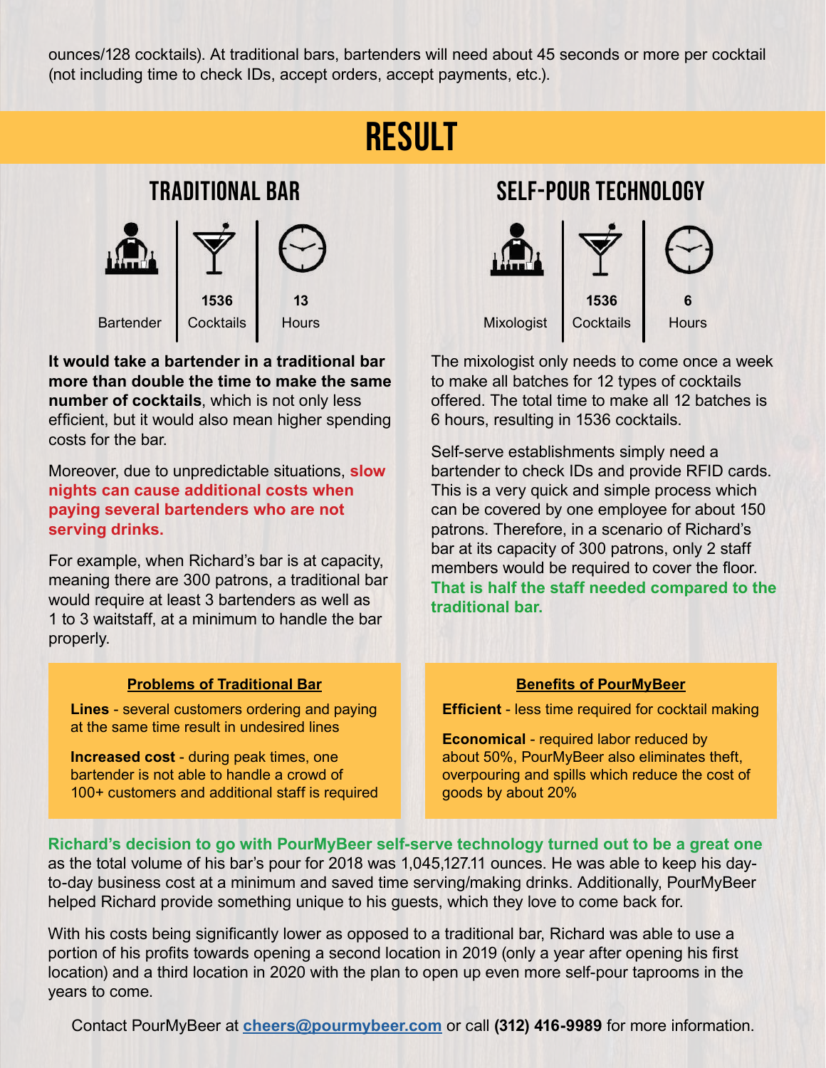ounces/128 cocktails). At traditional bars, bartenders will need about 45 seconds or more per cocktail (not including time to check IDs, accept orders, accept payments, etc.).

# RESULT

## TRADITIONAL BAR

Bartender | **1536** Cocktails | **13** Hours

**It would take a bartender in a traditional bar more than double the time to make the same number of cocktails**, which is not only less efficient, but it would also mean higher spending costs for the bar.

Moreover, due to unpredictable situations, **slow nights can cause additional costs when paying several bartenders who are not serving drinks.**

For example, when Richard's bar is at capacity, meaning there are 300 patrons, a traditional bar would require at least 3 bartenders as well as 1 to 3 waitstaff, at a minimum to handle the bar properly.

**Problems of Traditional Bar**

**Lines** - several customers ordering and paying at the same time result in undesired lines

**Increased cost** - during peak times, one bartender is not able to handle a crowd of 100+ customers and additional staff is required

## SELF-POUR TECHNOLOGY

Mixologist | **1536** Cocktails | **6** Hours

The mixologist only needs to come once a week to make all batches for 12 types of cocktails offered. The total time to make all 12 batches is 6 hours, resulting in 1536 cocktails.

Self-serve establishments simply need a bartender to check IDs and provide RFID cards. This is a very quick and simple process which can be covered by one employee for about 150 patrons. Therefore, in a scenario of Richard's bar at its capacity of 300 patrons, only 2 staff members would be required to cover the floor. **That is half the staff needed compared to the traditional bar.**

**Benefits of PourMyBeer**

**Efficient** - less time required for cocktail making

**Economical** - required labor reduced by about 50%, PourMyBeer also eliminates theft, overpouring and spills which reduce the cost of goods by about 20%

**Richard's decision to go with PourMyBeer self-serve technology turned out to be a great one** as the total volume of his bar's pour for 2018 was 1,045,127.11 ounces. He was able to keep his day-to-day business cost at a minimum and saved time serving/making drinks. Additionally, PourMyBeer helped Richard provide something unique to his guests, which they love to come back for.

With his costs being significantly lower as opposed to a traditional bar, Richard was able to use a portion of his profits towards opening a second location in 2019 (only a year after opening his first location) and a third location in 2020 with the plan to open up even more self-pour taprooms in the years to come.

Contact PourMyBeer at cheers@pourmybeer.com or call **(312) 416-9989** for more information.